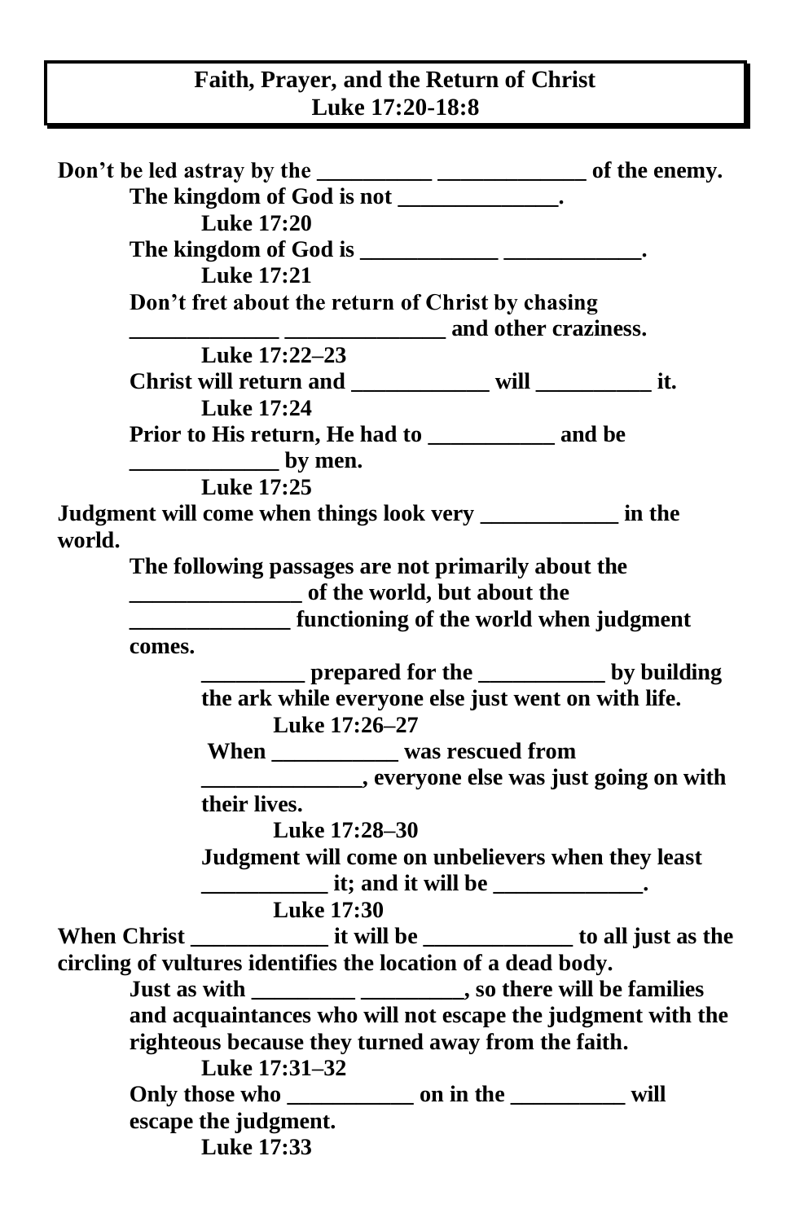# Faith, Prayer, and the Return of Christ
## Luke 17:20-18:8

**Don't be led astray by the __________ _____________ of the enemy.**

- **The kingdom of God is not ______________.**
  - **Luke 17:20**
- **The kingdom of God is ____________ ____________.**
  - **Luke 17:21**
- **Don't fret about the return of Christ by chasing _____________ ______________ and other craziness.**
  - **Luke 17:22–23**
- **Christ will return and ____________ will __________ it.**
  - **Luke 17:24**
- **Prior to His return, He had to ___________ and be _____________ by men.**
  - **Luke 17:25**

**Judgment will come when things look very ____________ in the world.**

- **The following passages are not primarily about the _______________ of the world, but about the ______________ functioning of the world when judgment comes.**
  - **_________ prepared for the ___________ by building the ark while everyone else just went on with life.**
    - **Luke 17:26–27**
  - **When ___________ was rescued from ______________, everyone else was just going on with their lives.**
    - **Luke 17:28–30**
  - **Judgment will come on unbelievers when they least ___________ it; and it will be _____________.**
    - **Luke 17:30**

**When Christ ____________ it will be _____________ to all just as the circling of vultures identifies the location of a dead body.**

- **Just as with _________ _________, so there will be families and acquaintances who will not escape the judgment with the righteous because they turned away from the faith.**
  - **Luke 17:31–32**
- **Only those who ___________ on in the __________ will escape the judgment.**
  - **Luke 17:33**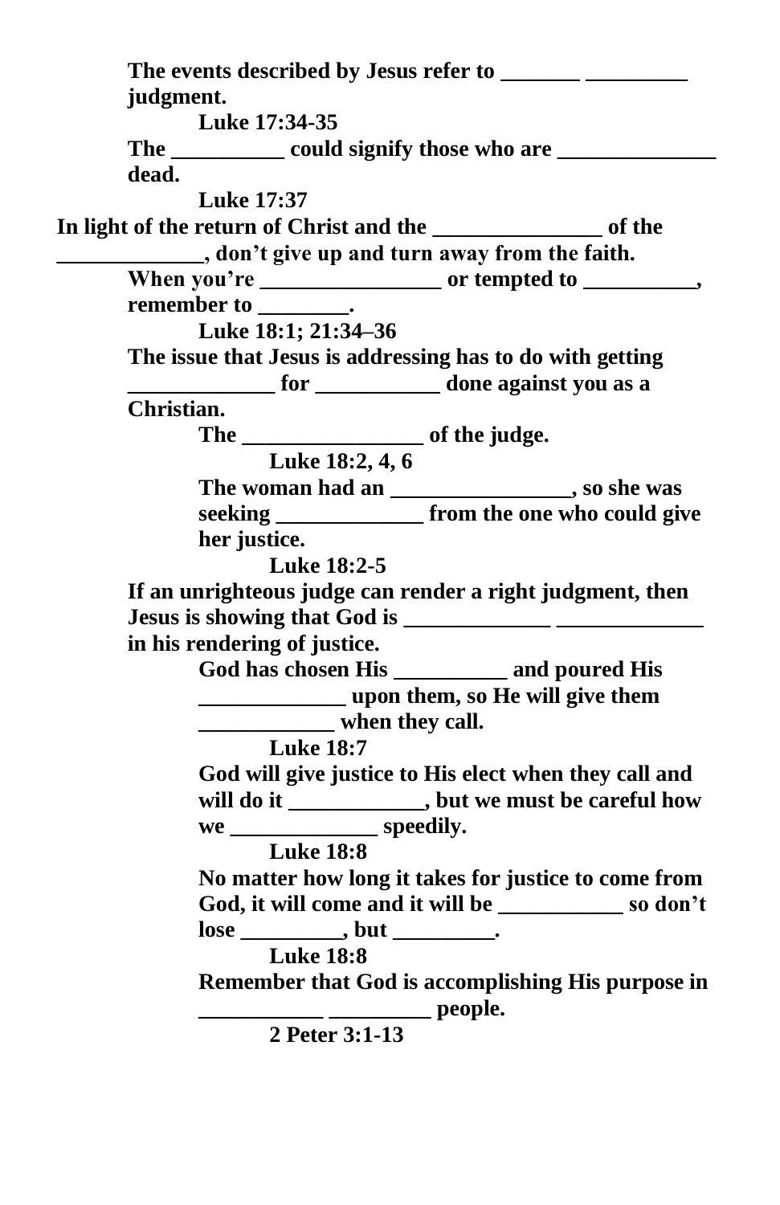**The events described by Jesus refer to _______ _________ judgment.**

**Luke 17:34-35**

**The __________ could signify those who are ______________ dead.**

**Luke 17:37**

**In light of the return of Christ and the _______________ of the _____________, don't give up and turn away from the faith.**

**When you're ________________ or tempted to __________, remember to ________.**

**Luke 18:1; 21:34–36**

**The issue that Jesus is addressing has to do with getting _____________ for ___________ done against you as a Christian.**

**The ________________ of the judge.**

**Luke 18:2, 4, 6**

**The woman had an ________________, so she was seeking _____________ from the one who could give her justice.**

**Luke 18:2-5**

**If an unrighteous judge can render a right judgment, then Jesus is showing that God is _____________ _____________ in his rendering of justice.**

**God has chosen His __________ and poured His _____________ upon them, so He will give them ____________ when they call.**

**Luke 18:7**

**God will give justice to His elect when they call and will do it ____________, but we must be careful how we _____________ speedily.**

**Luke 18:8**

**No matter how long it takes for justice to come from God, it will come and it will be ___________ so don't lose _________, but _________.**

**Luke 18:8**

**Remember that God is accomplishing His purpose in ___________ _________ people.**

**2 Peter 3:1-13**